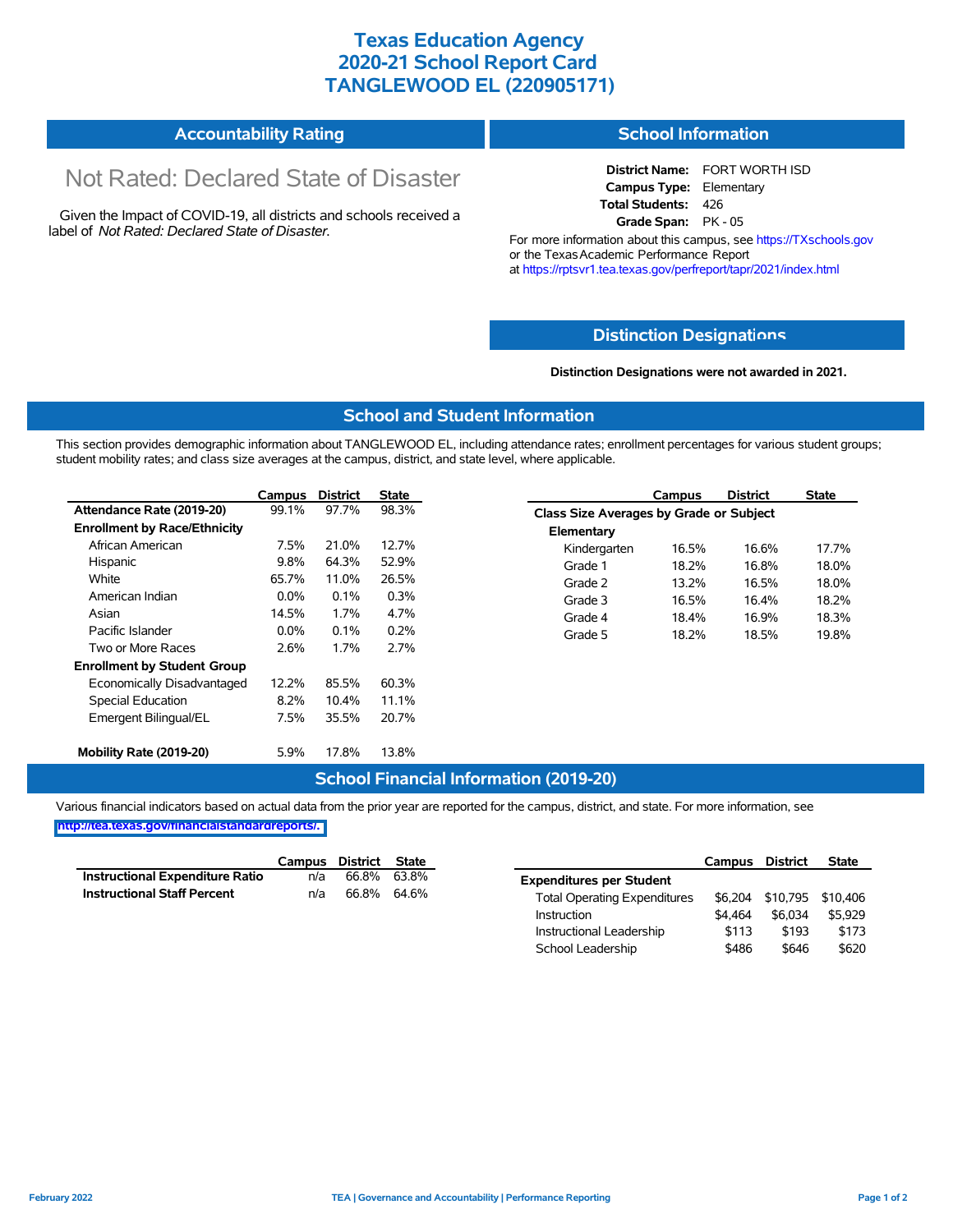# Texas Education Agency
# 2020-21 School Report Card
# TANGLEWOOD EL (220905171)

## Accountability Rating

Not Rated: Declared State of Disaster

Given the Impact of COVID-19, all districts and schools received a label of *Not Rated: Declared State of Disaster*.

## School Information

**District Name:** FORT WORTH ISD
**Campus Type:** Elementary
**Total Students:** 426
**Grade Span:** PK - 05

For more information about this campus, see https://TXschools.gov or the Texas Academic Performance Report at https://rptsvr1.tea.texas.gov/perfreport/tapr/2021/index.html

## Distinction Designations

**Distinction Designations were not awarded in 2021.**

## School and Student Information

This section provides demographic information about TANGLEWOOD EL, including attendance rates; enrollment percentages for various student groups; student mobility rates; and class size averages at the campus, district, and state level, where applicable.

| | Campus | District | State |
|---|---|---|---|
| **Attendance Rate (2019-20)** | 99.1% | 97.7% | 98.3% |
| **Enrollment by Race/Ethnicity** | | | |
| African American | 7.5% | 21.0% | 12.7% |
| Hispanic | 9.8% | 64.3% | 52.9% |
| White | 65.7% | 11.0% | 26.5% |
| American Indian | 0.0% | 0.1% | 0.3% |
| Asian | 14.5% | 1.7% | 4.7% |
| Pacific Islander | 0.0% | 0.1% | 0.2% |
| Two or More Races | 2.6% | 1.7% | 2.7% |
| **Enrollment by Student Group** | | | |
| Economically Disadvantaged | 12.2% | 85.5% | 60.3% |
| Special Education | 8.2% | 10.4% | 11.1% |
| Emergent Bilingual/EL | 7.5% | 35.5% | 20.7% |
| **Mobility Rate (2019-20)** | 5.9% | 17.8% | 13.8% |

| | Campus | District | State |
|---|---|---|---|
| **Class Size Averages by Grade or Subject** | | | |
| **Elementary** | | | |
| Kindergarten | 16.5% | 16.6% | 17.7% |
| Grade 1 | 18.2% | 16.8% | 18.0% |
| Grade 2 | 13.2% | 16.5% | 18.0% |
| Grade 3 | 16.5% | 16.4% | 18.2% |
| Grade 4 | 18.4% | 16.9% | 18.3% |
| Grade 5 | 18.2% | 18.5% | 19.8% |

## School Financial Information (2019-20)

Various financial indicators based on actual data from the prior year are reported for the campus, district, and state. For more information, see http://tea.texas.gov/financialstandardreports/.

| | Campus | District | State |
|---|---|---|---|
| **Instructional Expenditure Ratio** | n/a | 66.8% | 63.8% |
| **Instructional Staff Percent** | n/a | 66.8% | 64.6% |

| | Campus | District | State |
|---|---|---|---|
| **Expenditures per Student** | | | |
| Total Operating Expenditures | $6,204 | $10,795 | $10,406 |
| Instruction | $4,464 | $6,034 | $5,929 |
| Instructional Leadership | $113 | $193 | $173 |
| School Leadership | $486 | $646 | $620 |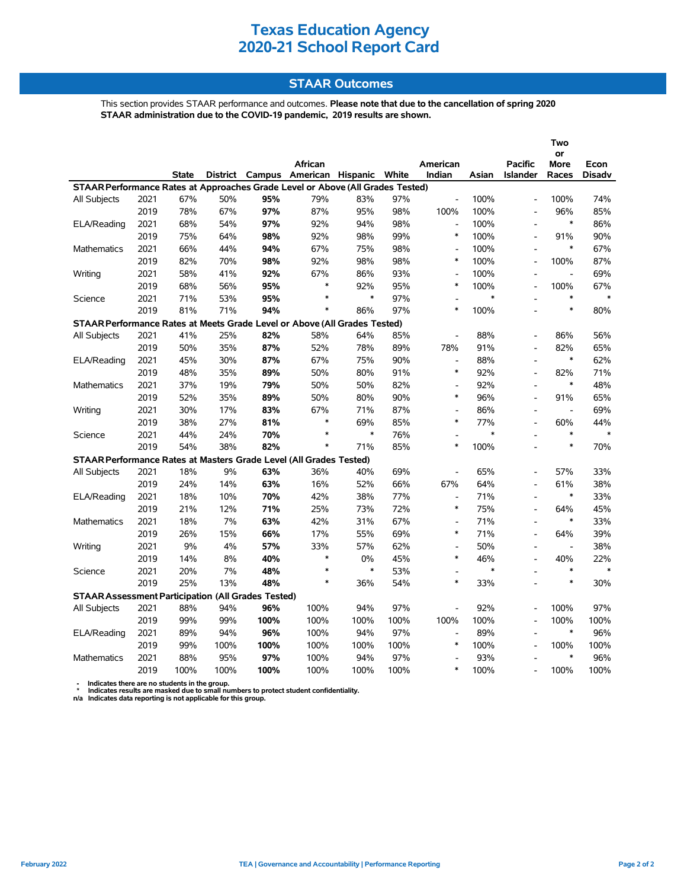# Texas Education Agency
# 2020-21 School Report Card

## STAAR Outcomes

This section provides STAAR performance and outcomes. **Please note that due to the cancellation of spring 2020 STAAR administration due to the COVID-19 pandemic, 2019 results are shown.**

| | | State | District | Campus | African American | Hispanic | White | American Indian | Asian | Pacific Islander | Two or More Races | Econ Disadv |
|---|---|---|---|---|---|---|---|---|---|---|---|---|
| **STAAR Performance Rates at Approaches Grade Level or Above (All Grades Tested)** | | | | | | | | | | | | |
| All Subjects | 2021 | 67% | 50% | **95%** | 79% | 83% | 97% | - | 100% | - | 100% | 74% |
| | 2019 | 78% | 67% | **97%** | 87% | 95% | 98% | 100% | 100% | - | 96% | 85% |
| ELA/Reading | 2021 | 68% | 54% | **97%** | 92% | 94% | 98% | - | 100% | - | * | 86% |
| | 2019 | 75% | 64% | **98%** | 92% | 98% | 99% | * | 100% | - | 91% | 90% |
| Mathematics | 2021 | 66% | 44% | **94%** | 67% | 75% | 98% | - | 100% | - | * | 67% |
| | 2019 | 82% | 70% | **98%** | 92% | 98% | 98% | * | 100% | - | 100% | 87% |
| Writing | 2021 | 58% | 41% | **92%** | 67% | 86% | 93% | - | 100% | - | - | 69% |
| | 2019 | 68% | 56% | **95%** | * | 92% | 95% | * | 100% | - | 100% | 67% |
| Science | 2021 | 71% | 53% | **95%** | * | * | 97% | - | * | - | * | * |
| | 2019 | 81% | 71% | **94%** | * | 86% | 97% | * | 100% | - | * | 80% |
| **STAAR Performance Rates at Meets Grade Level or Above (All Grades Tested)** | | | | | | | | | | | | |
| All Subjects | 2021 | 41% | 25% | **82%** | 58% | 64% | 85% | - | 88% | - | 86% | 56% |
| | 2019 | 50% | 35% | **87%** | 52% | 78% | 89% | 78% | 91% | - | 82% | 65% |
| ELA/Reading | 2021 | 45% | 30% | **87%** | 67% | 75% | 90% | - | 88% | - | * | 62% |
| | 2019 | 48% | 35% | **89%** | 50% | 80% | 91% | * | 92% | - | 82% | 71% |
| Mathematics | 2021 | 37% | 19% | **79%** | 50% | 50% | 82% | - | 92% | - | * | 48% |
| | 2019 | 52% | 35% | **89%** | 50% | 80% | 90% | * | 96% | - | 91% | 65% |
| Writing | 2021 | 30% | 17% | **83%** | 67% | 71% | 87% | - | 86% | - | - | 69% |
| | 2019 | 38% | 27% | **81%** | * | 69% | 85% | * | 77% | - | 60% | 44% |
| Science | 2021 | 44% | 24% | **70%** | * | * | 76% | - | * | - | * | * |
| | 2019 | 54% | 38% | **82%** | * | 71% | 85% | * | 100% | - | * | 70% |
| **STAAR Performance Rates at Masters Grade Level (All Grades Tested)** | | | | | | | | | | | | |
| All Subjects | 2021 | 18% | 9% | **63%** | 36% | 40% | 69% | - | 65% | - | 57% | 33% |
| | 2019 | 24% | 14% | **63%** | 16% | 52% | 66% | 67% | 64% | - | 61% | 38% |
| ELA/Reading | 2021 | 18% | 10% | **70%** | 42% | 38% | 77% | - | 71% | - | * | 33% |
| | 2019 | 21% | 12% | **71%** | 25% | 73% | 72% | * | 75% | - | 64% | 45% |
| Mathematics | 2021 | 18% | 7% | **63%** | 42% | 31% | 67% | - | 71% | - | * | 33% |
| | 2019 | 26% | 15% | **66%** | 17% | 55% | 69% | * | 71% | - | 64% | 39% |
| Writing | 2021 | 9% | 4% | **57%** | 33% | 57% | 62% | - | 50% | - | - | 38% |
| | 2019 | 14% | 8% | **40%** | * | 0% | 45% | * | 46% | - | 40% | 22% |
| Science | 2021 | 20% | 7% | **48%** | * | * | 53% | - | * | - | * | * |
| | 2019 | 25% | 13% | **48%** | * | 36% | 54% | * | 33% | - | * | 30% |
| **STAAR Assessment Participation (All Grades Tested)** | | | | | | | | | | | | |
| All Subjects | 2021 | 88% | 94% | **96%** | 100% | 94% | 97% | - | 92% | - | 100% | 97% |
| | 2019 | 99% | 99% | **100%** | 100% | 100% | 100% | 100% | 100% | - | 100% | 100% |
| ELA/Reading | 2021 | 89% | 94% | **96%** | 100% | 94% | 97% | - | 89% | - | * | 96% |
| | 2019 | 99% | 100% | **100%** | 100% | 100% | 100% | * | 100% | - | 100% | 100% |
| Mathematics | 2021 | 88% | 95% | **97%** | 100% | 94% | 97% | - | 93% | - | * | 96% |
| | 2019 | 100% | 100% | **100%** | 100% | 100% | 100% | * | 100% | - | 100% | 100% |

- Indicates there are no students in the group.
* Indicates results are masked due to small numbers to protect student confidentiality.
n/a Indicates data reporting is not applicable for this group.